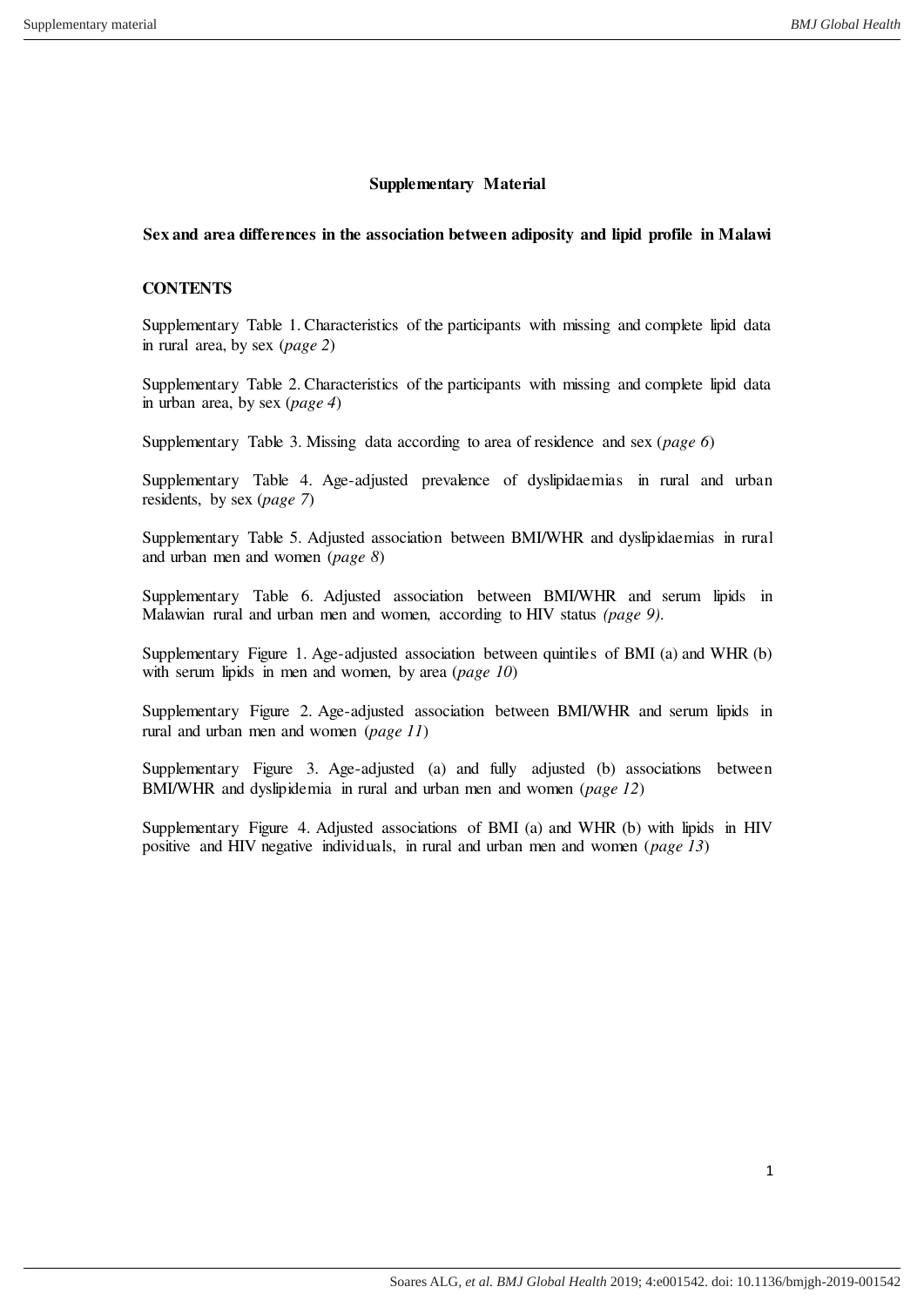# Supplementary Material

## Sex and area differences in the association between adiposity and lipid profile in Malawi

### CONTENTS

Supplementary Table 1. Characteristics of the participants with missing and complete lipid data in rural area, by sex (*page 2*)

Supplementary Table 2. Characteristics of the participants with missing and complete lipid data in urban area, by sex (*page 4*)

Supplementary Table 3. Missing data according to area of residence and sex (*page 6*)

Supplementary Table 4. Age-adjusted prevalence of dyslipidaemias in rural and urban residents, by sex (*page 7*)

Supplementary Table 5. Adjusted association between BMI/WHR and dyslipidaemias in rural and urban men and women (*page 8*)

Supplementary Table 6. Adjusted association between BMI/WHR and serum lipids in Malawian rural and urban men and women, according to HIV status *(page 9)*.

Supplementary Figure 1. Age-adjusted association between quintiles of BMI (a) and WHR (b) with serum lipids in men and women, by area (*page 10*)

Supplementary Figure 2. Age-adjusted association between BMI/WHR and serum lipids in rural and urban men and women (*page 11*)

Supplementary Figure 3. Age-adjusted (a) and fully adjusted (b) associations between BMI/WHR and dyslipidemia in rural and urban men and women (*page 12*)

Supplementary Figure 4. Adjusted associations of BMI (a) and WHR (b) with lipids in HIV positive and HIV negative individuals, in rural and urban men and women (*page 13*)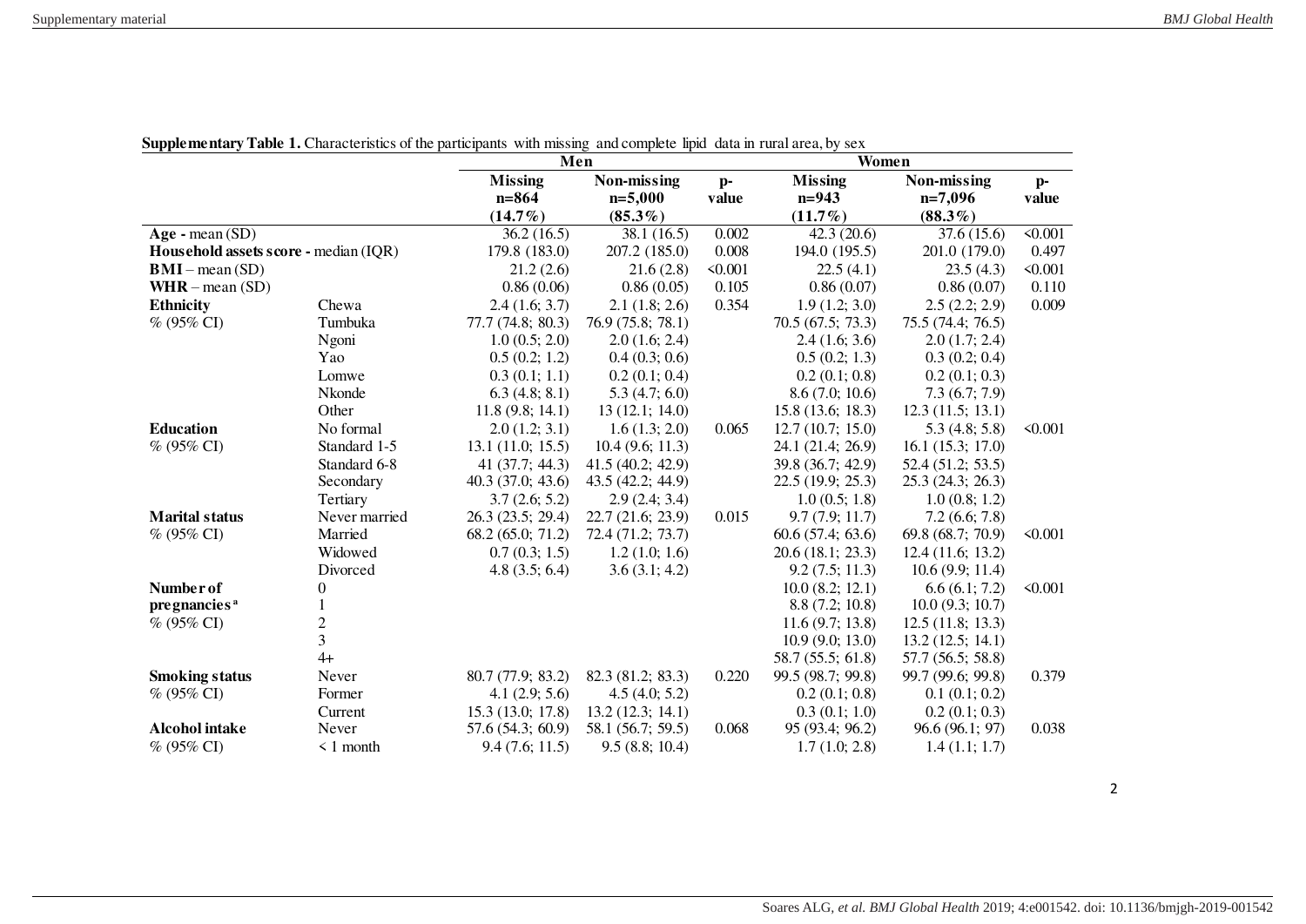**Supplementary Table 1.** Characteristics of the participants with missing and complete lipid data in rural area, by sex

| | | Men | | | Women | | |
|---|---|---|---|---|---|---|---|
| | | **Missing n=864 (14.7%)** | **Non-missing n=5,000 (85.3%)** | **p-value** | **Missing n=943 (11.7%)** | **Non-missing n=7,096 (88.3%)** | **p-value** |
| **Age -** mean (SD) | | 36.2 (16.5) | 38.1 (16.5) | 0.002 | 42.3 (20.6) | 37.6 (15.6) | <0.001 |
| **Household assets score -** median (IQR) | | 179.8 (183.0) | 207.2 (185.0) | 0.008 | 194.0 (195.5) | 201.0 (179.0) | 0.497 |
| **BMI** – mean (SD) | | 21.2 (2.6) | 21.6 (2.8) | <0.001 | 22.5 (4.1) | 23.5 (4.3) | <0.001 |
| **WHR** – mean (SD) | | 0.86 (0.06) | 0.86 (0.05) | 0.105 | 0.86 (0.07) | 0.86 (0.07) | 0.110 |
| **Ethnicity** | Chewa | 2.4 (1.6; 3.7) | 2.1 (1.8; 2.6) | 0.354 | 1.9 (1.2; 3.0) | 2.5 (2.2; 2.9) | 0.009 |
| % (95% CI) | Tumbuka | 77.7 (74.8; 80.3) | 76.9 (75.8; 78.1) | | 70.5 (67.5; 73.3) | 75.5 (74.4; 76.5) | |
| | Ngoni | 1.0 (0.5; 2.0) | 2.0 (1.6; 2.4) | | 2.4 (1.6; 3.6) | 2.0 (1.7; 2.4) | |
| | Yao | 0.5 (0.2; 1.2) | 0.4 (0.3; 0.6) | | 0.5 (0.2; 1.3) | 0.3 (0.2; 0.4) | |
| | Lomwe | 0.3 (0.1; 1.1) | 0.2 (0.1; 0.4) | | 0.2 (0.1; 0.8) | 0.2 (0.1; 0.3) | |
| | Nkonde | 6.3 (4.8; 8.1) | 5.3 (4.7; 6.0) | | 8.6 (7.0; 10.6) | 7.3 (6.7; 7.9) | |
| | Other | 11.8 (9.8; 14.1) | 13 (12.1; 14.0) | | 15.8 (13.6; 18.3) | 12.3 (11.5; 13.1) | |
| **Education** | No formal | 2.0 (1.2; 3.1) | 1.6 (1.3; 2.0) | 0.065 | 12.7 (10.7; 15.0) | 5.3 (4.8; 5.8) | <0.001 |
| % (95% CI) | Standard 1-5 | 13.1 (11.0; 15.5) | 10.4 (9.6; 11.3) | | 24.1 (21.4; 26.9) | 16.1 (15.3; 17.0) | |
| | Standard 6-8 | 41 (37.7; 44.3) | 41.5 (40.2; 42.9) | | 39.8 (36.7; 42.9) | 52.4 (51.2; 53.5) | |
| | Secondary | 40.3 (37.0; 43.6) | 43.5 (42.2; 44.9) | | 22.5 (19.9; 25.3) | 25.3 (24.3; 26.3) | |
| | Tertiary | 3.7 (2.6; 5.2) | 2.9 (2.4; 3.4) | | 1.0 (0.5; 1.8) | 1.0 (0.8; 1.2) | |
| **Marital status** | Never married | 26.3 (23.5; 29.4) | 22.7 (21.6; 23.9) | 0.015 | 9.7 (7.9; 11.7) | 7.2 (6.6; 7.8) | |
| % (95% CI) | Married | 68.2 (65.0; 71.2) | 72.4 (71.2; 73.7) | | 60.6 (57.4; 63.6) | 69.8 (68.7; 70.9) | <0.001 |
| | Widowed | 0.7 (0.3; 1.5) | 1.2 (1.0; 1.6) | | 20.6 (18.1; 23.3) | 12.4 (11.6; 13.2) | |
| | Divorced | 4.8 (3.5; 6.4) | 3.6 (3.1; 4.2) | | 9.2 (7.5; 11.3) | 10.6 (9.9; 11.4) | |
| **Number of pregnancies** [a] | 0 | | | | 10.0 (8.2; 12.1) | 6.6 (6.1; 7.2) | <0.001 |
| % (95% CI) | 1 | | | | 8.8 (7.2; 10.8) | 10.0 (9.3; 10.7) | |
| | 2 | | | | 11.6 (9.7; 13.8) | 12.5 (11.8; 13.3) | |
| | 3 | | | | 10.9 (9.0; 13.0) | 13.2 (12.5; 14.1) | |
| | 4+ | | | | 58.7 (55.5; 61.8) | 57.7 (56.5; 58.8) | |
| **Smoking status** | Never | 80.7 (77.9; 83.2) | 82.3 (81.2; 83.3) | 0.220 | 99.5 (98.7; 99.8) | 99.7 (99.6; 99.8) | 0.379 |
| % (95% CI) | Former | 4.1 (2.9; 5.6) | 4.5 (4.0; 5.2) | | 0.2 (0.1; 0.8) | 0.1 (0.1; 0.2) | |
| | Current | 15.3 (13.0; 17.8) | 13.2 (12.3; 14.1) | | 0.3 (0.1; 1.0) | 0.2 (0.1; 0.3) | |
| **Alcohol intake** | Never | 57.6 (54.3; 60.9) | 58.1 (56.7; 59.5) | 0.068 | 95 (93.4; 96.2) | 96.6 (96.1; 97) | 0.038 |
| % (95% CI) | < 1 month | 9.4 (7.6; 11.5) | 9.5 (8.8; 10.4) | | 1.7 (1.0; 2.8) | 1.4 (1.1; 1.7) | |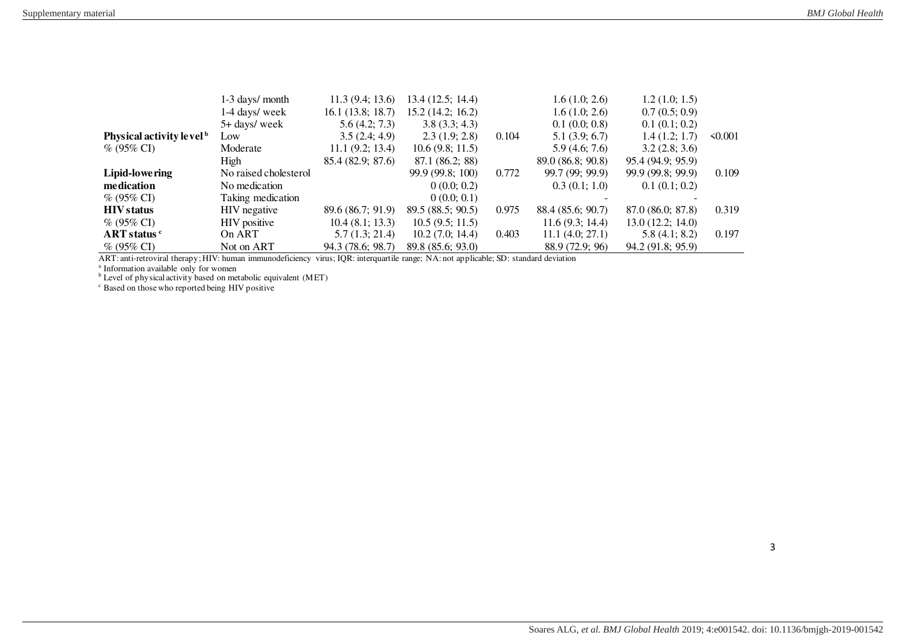| | | | | | | | |
|---|---|---|---|---|---|---|---|
| | 1-3 days/ month | 11.3 (9.4; 13.6) | 13.4 (12.5; 14.4) | | 1.6 (1.0; 2.6) | 1.2 (1.0; 1.5) | |
| | 1-4 days/ week | 16.1 (13.8; 18.7) | 15.2 (14.2; 16.2) | | 1.6 (1.0; 2.6) | 0.7 (0.5; 0.9) | |
| | 5+ days/ week | 5.6 (4.2; 7.3) | 3.8 (3.3; 4.3) | | 0.1 (0.0; 0.8) | 0.1 (0.1; 0.2) | |
| **Physical activity level** [b] | Low | 3.5 (2.4; 4.9) | 2.3 (1.9; 2.8) | 0.104 | 5.1 (3.9; 6.7) | 1.4 (1.2; 1.7) | <0.001 |
| % (95% CI) | Moderate | 11.1 (9.2; 13.4) | 10.6 (9.8; 11.5) | | 5.9 (4.6; 7.6) | 3.2 (2.8; 3.6) | |
| | High | 85.4 (82.9; 87.6) | 87.1 (86.2; 88) | | 89.0 (86.8; 90.8) | 95.4 (94.9; 95.9) | |
| **Lipid-lowering medication** | No raised cholesterol | | 99.9 (99.8; 100) | 0.772 | 99.7 (99; 99.9) | 99.9 (99.8; 99.9) | 0.109 |
| | No medication | | 0 (0.0; 0.2) | | 0.3 (0.1; 1.0) | 0.1 (0.1; 0.2) | |
| % (95% CI) | Taking medication | | 0 (0.0; 0.1) | | - | - | |
| **HIV status** | HIV negative | 89.6 (86.7; 91.9) | 89.5 (88.5; 90.5) | 0.975 | 88.4 (85.6; 90.7) | 87.0 (86.0; 87.8) | 0.319 |
| % (95% CI) | HIV positive | 10.4 (8.1; 13.3) | 10.5 (9.5; 11.5) | | 11.6 (9.3; 14.4) | 13.0 (12.2; 14.0) | |
| **ART status** [c] | On ART | 5.7 (1.3; 21.4) | 10.2 (7.0; 14.4) | 0.403 | 11.1 (4.0; 27.1) | 5.8 (4.1; 8.2) | 0.197 |
| % (95% CI) | Not on ART | 94.3 (78.6; 98.7) | 89.8 (85.6; 93.0) | | 88.9 (72.9; 96) | 94.2 (91.8; 95.9) | |

ART: anti-retroviral therapy; HIV: human immunodeficiency virus; IQR: interquartile range; NA: not applicable; SD: standard deviation

[a] Information available only for women

[b] Level of physical activity based on metabolic equivalent (MET)

[c] Based on those who reported being HIV positive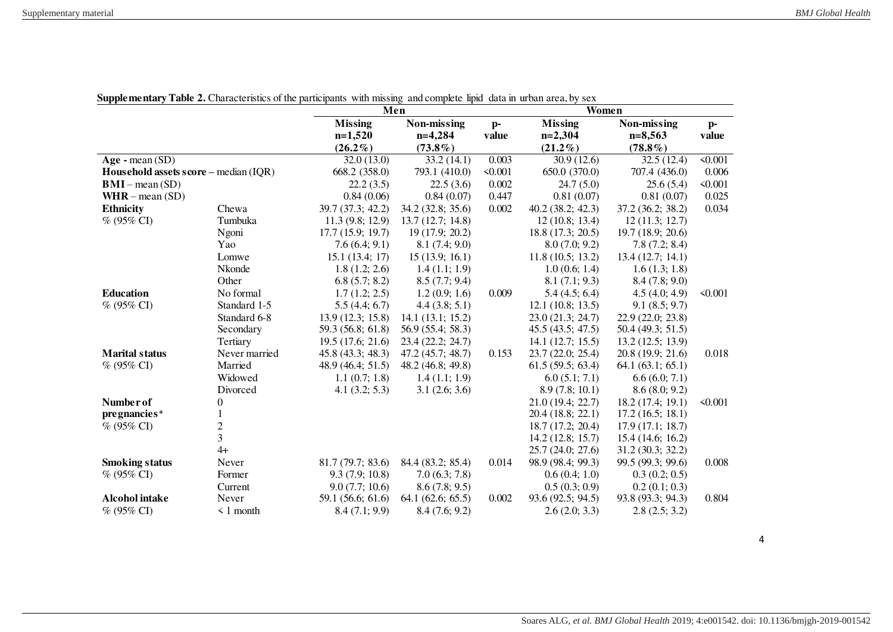**Supplementary Table 2.** Characteristics of the participants with missing and complete lipid data in urban area, by sex

| | | Men | | | Women | | |
|---|---|---|---|---|---|---|---|
| | | **Missing n=1,520 (26.2%)** | **Non-missing n=4,284 (73.8%)** | **p-value** | **Missing n=2,304 (21.2%)** | **Non-missing n=8,563 (78.8%)** | **p-value** |
| **Age -** mean (SD) | | 32.0 (13.0) | 33.2 (14.1) | 0.003 | 30.9 (12.6) | 32.5 (12.4) | <0.001 |
| **Household assets score** – median (IQR) | | 668.2 (358.0) | 793.1 (410.0) | <0.001 | 650.0 (370.0) | 707.4 (436.0) | 0.006 |
| **BMI** – mean (SD) | | 22.2 (3.5) | 22.5 (3.6) | 0.002 | 24.7 (5.0) | 25.6 (5.4) | <0.001 |
| **WHR** – mean (SD) | | 0.84 (0.06) | 0.84 (0.07) | 0.447 | 0.81 (0.07) | 0.81 (0.07) | 0.025 |
| **Ethnicity** | Chewa | 39.7 (37.3; 42.2) | 34.2 (32.8; 35.6) | 0.002 | 40.2 (38.2; 42.3) | 37.2 (36.2; 38.2) | 0.034 |
| % (95% CI) | Tumbuka | 11.3 (9.8; 12.9) | 13.7 (12.7; 14.8) | | 12 (10.8; 13.4) | 12 (11.3; 12.7) | |
| | Ngoni | 17.7 (15.9; 19.7) | 19 (17.9; 20.2) | | 18.8 (17.3; 20.5) | 19.7 (18.9; 20.6) | |
| | Yao | 7.6 (6.4; 9.1) | 8.1 (7.4; 9.0) | | 8.0 (7.0; 9.2) | 7.8 (7.2; 8.4) | |
| | Lomwe | 15.1 (13.4; 17) | 15 (13.9; 16.1) | | 11.8 (10.5; 13.2) | 13.4 (12.7; 14.1) | |
| | Nkonde | 1.8 (1.2; 2.6) | 1.4 (1.1; 1.9) | | 1.0 (0.6; 1.4) | 1.6 (1.3; 1.8) | |
| | Other | 6.8 (5.7; 8.2) | 8.5 (7.7; 9.4) | | 8.1 (7.1; 9.3) | 8.4 (7.8; 9.0) | |
| **Education** | No formal | 1.7 (1.2; 2.5) | 1.2 (0.9; 1.6) | 0.009 | 5.4 (4.5; 6.4) | 4.5 (4.0; 4.9) | <0.001 |
| % (95% CI) | Standard 1-5 | 5.5 (4.4; 6.7) | 4.4 (3.8; 5.1) | | 12.1 (10.8; 13.5) | 9.1 (8.5; 9.7) | |
| | Standard 6-8 | 13.9 (12.3; 15.8) | 14.1 (13.1; 15.2) | | 23.0 (21.3; 24.7) | 22.9 (22.0; 23.8) | |
| | Secondary | 59.3 (56.8; 61.8) | 56.9 (55.4; 58.3) | | 45.5 (43.5; 47.5) | 50.4 (49.3; 51.5) | |
| | Tertiary | 19.5 (17.6; 21.6) | 23.4 (22.2; 24.7) | | 14.1 (12.7; 15.5) | 13.2 (12.5; 13.9) | |
| **Marital status** | Never married | 45.8 (43.3; 48.3) | 47.2 (45.7; 48.7) | 0.153 | 23.7 (22.0; 25.4) | 20.8 (19.9; 21.6) | 0.018 |
| % (95% CI) | Married | 48.9 (46.4; 51.5) | 48.2 (46.8; 49.8) | | 61.5 (59.5; 63.4) | 64.1 (63.1; 65.1) | |
| | Widowed | 1.1 (0.7; 1.8) | 1.4 (1.1; 1.9) | | 6.0 (5.1; 7.1) | 6.6 (6.0; 7.1) | |
| | Divorced | 4.1 (3.2; 5.3) | 3.1 (2.6; 3.6) | | 8.9 (7.8; 10.1) | 8.6 (8.0; 9.2) | |
| **Number of pregnancies** [a] | 0 | | | | 21.0 (19.4; 22.7) | 18.2 (17.4; 19.1) | <0.001 |
| % (95% CI) | 1 | | | | 20.4 (18.8; 22.1) | 17.2 (16.5; 18.1) | |
| | 2 | | | | 18.7 (17.2; 20.4) | 17.9 (17.1; 18.7) | |
| | 3 | | | | 14.2 (12.8; 15.7) | 15.4 (14.6; 16.2) | |
| | 4+ | | | | 25.7 (24.0; 27.6) | 31.2 (30.3; 32.2) | |
| **Smoking status** | Never | 81.7 (79.7; 83.6) | 84.4 (83.2; 85.4) | 0.014 | 98.9 (98.4; 99.3) | 99.5 (99.3; 99.6) | 0.008 |
| % (95% CI) | Former | 9.3 (7.9; 10.8) | 7.0 (6.3; 7.8) | | 0.6 (0.4; 1.0) | 0.3 (0.2; 0.5) | |
| | Current | 9.0 (7.7; 10.6) | 8.6 (7.8; 9.5) | | 0.5 (0.3; 0.9) | 0.2 (0.1; 0.3) | |
| **Alcohol intake** | Never | 59.1 (56.6; 61.6) | 64.1 (62.6; 65.5) | 0.002 | 93.6 (92.5; 94.5) | 93.8 (93.3; 94.3) | 0.804 |
| % (95% CI) | < 1 month | 8.4 (7.1; 9.9) | 8.4 (7.6; 9.2) | | 2.6 (2.0; 3.3) | 2.8 (2.5; 3.2) | |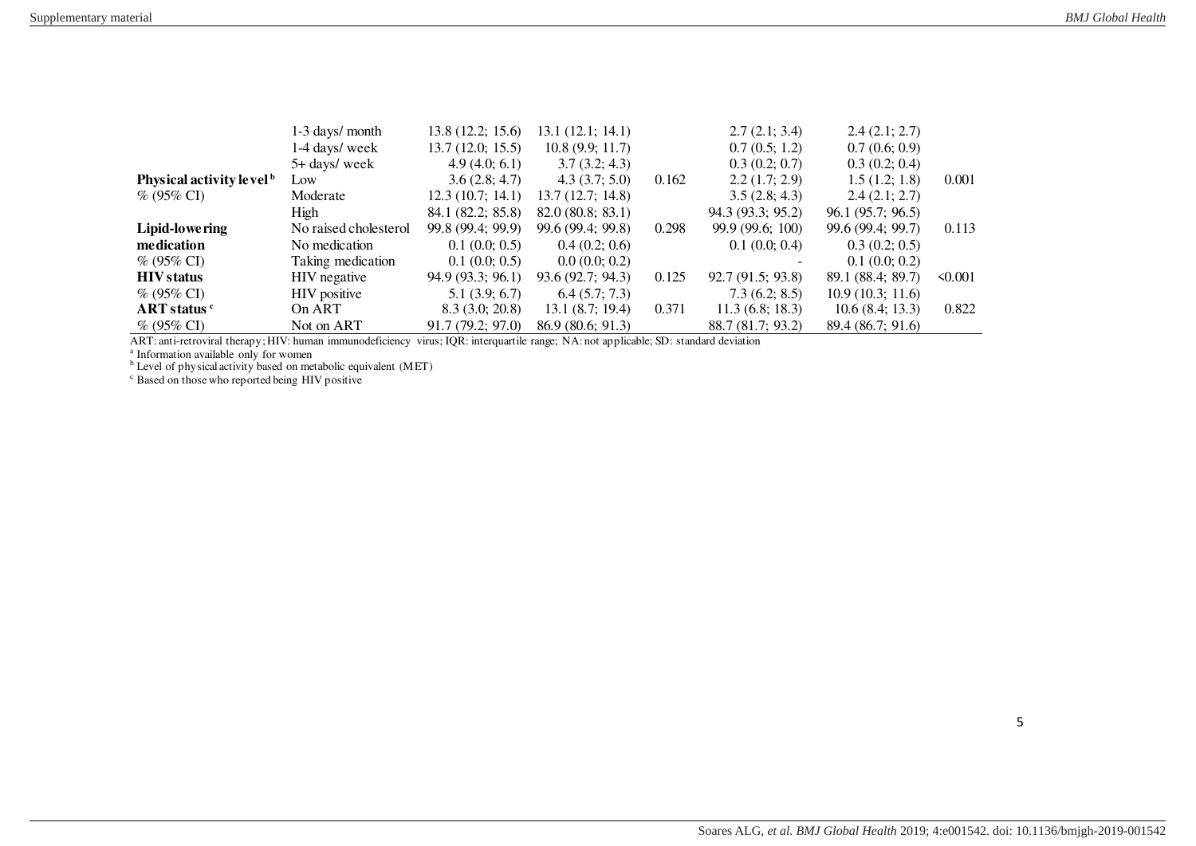| | | | | | | | |
|---|---|---|---|---|---|---|---|
| | 1-3 days/ month | 13.8 (12.2; 15.6) | 13.1 (12.1; 14.1) | | 2.7 (2.1; 3.4) | 2.4 (2.1; 2.7) | |
| | 1-4 days/ week | 13.7 (12.0; 15.5) | 10.8 (9.9; 11.7) | | 0.7 (0.5; 1.2) | 0.7 (0.6; 0.9) | |
| | 5+ days/ week | 4.9 (4.0; 6.1) | 3.7 (3.2; 4.3) | | 0.3 (0.2; 0.7) | 0.3 (0.2; 0.4) | |
| **Physical activity level** [b] | Low | 3.6 (2.8; 4.7) | 4.3 (3.7; 5.0) | 0.162 | 2.2 (1.7; 2.9) | 1.5 (1.2; 1.8) | 0.001 |
| % (95% CI) | Moderate | 12.3 (10.7; 14.1) | 13.7 (12.7; 14.8) | | 3.5 (2.8; 4.3) | 2.4 (2.1; 2.7) | |
| | High | 84.1 (82.2; 85.8) | 82.0 (80.8; 83.1) | | 94.3 (93.3; 95.2) | 96.1 (95.7; 96.5) | |
| **Lipid-lowering** | No raised cholesterol | 99.8 (99.4; 99.9) | 99.6 (99.4; 99.8) | 0.298 | 99.9 (99.6; 100) | 99.6 (99.4; 99.7) | 0.113 |
| **medication** | No medication | 0.1 (0.0; 0.5) | 0.4 (0.2; 0.6) | | 0.1 (0.0; 0.4) | 0.3 (0.2; 0.5) | |
| % (95% CI) | Taking medication | 0.1 (0.0; 0.5) | 0.0 (0.0; 0.2) | | - | 0.1 (0.0; 0.2) | |
| **HIV status** | HIV negative | 94.9 (93.3; 96.1) | 93.6 (92.7; 94.3) | 0.125 | 92.7 (91.5; 93.8) | 89.1 (88.4; 89.7) | <0.001 |
| % (95% CI) | HIV positive | 5.1 (3.9; 6.7) | 6.4 (5.7; 7.3) | | 7.3 (6.2; 8.5) | 10.9 (10.3; 11.6) | |
| **ART status** [c] | On ART | 8.3 (3.0; 20.8) | 13.1 (8.7; 19.4) | 0.371 | 11.3 (6.8; 18.3) | 10.6 (8.4; 13.3) | 0.822 |
| % (95% CI) | Not on ART | 91.7 (79.2; 97.0) | 86.9 (80.6; 91.3) | | 88.7 (81.7; 93.2) | 89.4 (86.7; 91.6) | |

ART: anti-retroviral therapy; HIV: human immunodeficiency virus; IQR: interquartile range; NA: not applicable; SD: standard deviation

[a] Information available only for women

[b] Level of physical activity based on metabolic equivalent (MET)

[c] Based on those who reported being HIV positive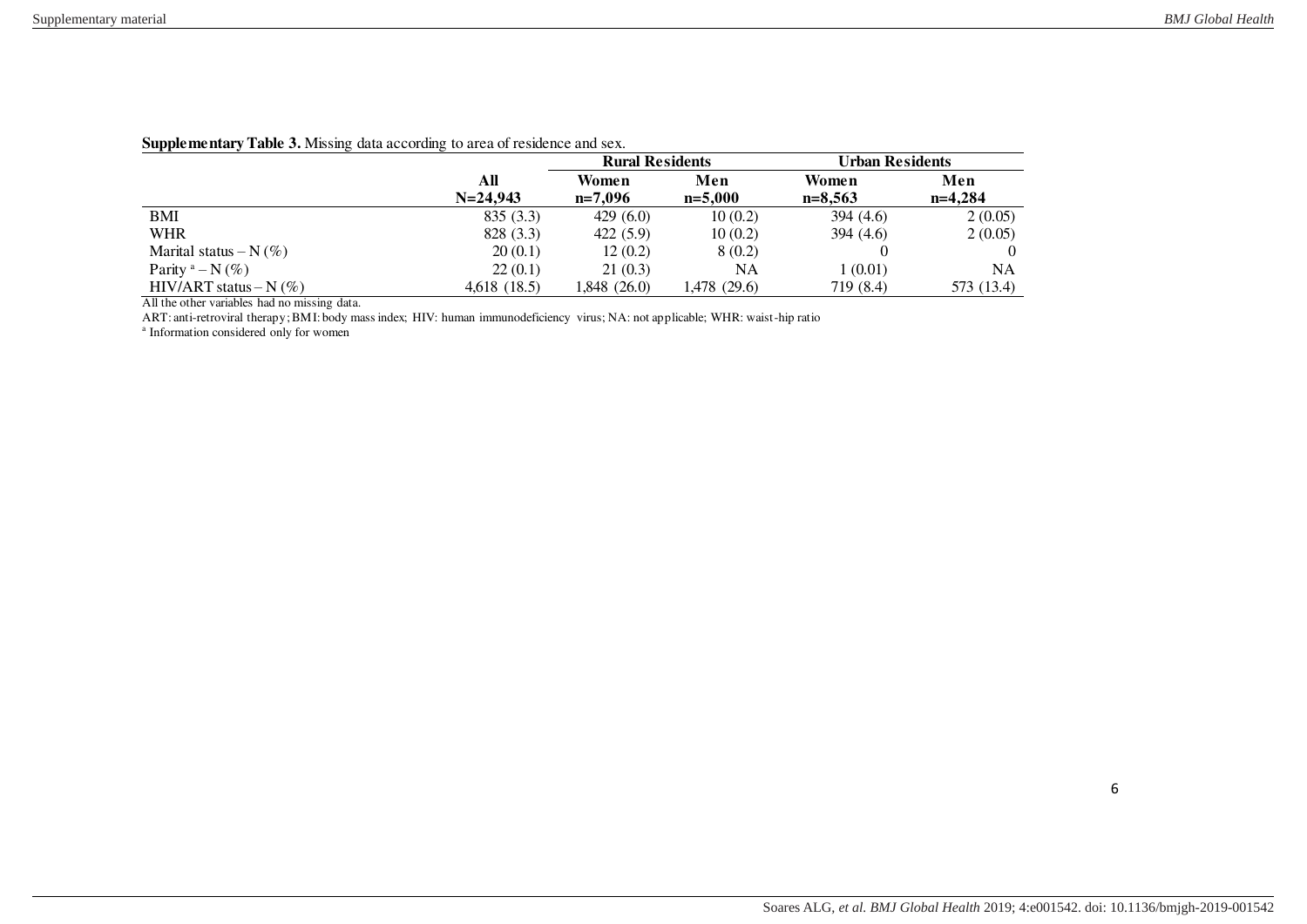**Supplementary Table 3.** Missing data according to area of residence and sex.

| | All | Rural Residents | | Urban Residents | |
|---|---|---|---|---|---|
| | N=24,943 | Women n=7,096 | Men n=5,000 | Women n=8,563 | Men n=4,284 |
| BMI | 835 (3.3) | 429 (6.0) | 10 (0.2) | 394 (4.6) | 2 (0.05) |
| WHR | 828 (3.3) | 422 (5.9) | 10 (0.2) | 394 (4.6) | 2 (0.05) |
| Marital status – N (%) | 20 (0.1) | 12 (0.2) | 8 (0.2) | 0 | 0 |
| Parity [a] – N (%) | 22 (0.1) | 21 (0.3) | NA | 1 (0.01) | NA |
| HIV/ART status – N (%) | 4,618 (18.5) | 1,848 (26.0) | 1,478 (29.6) | 719 (8.4) | 573 (13.4) |

All the other variables had no missing data.

ART: anti-retroviral therapy; BMI: body mass index; HIV: human immunodeficiency virus; NA: not applicable; WHR: waist-hip ratio

[a] Information considered only for women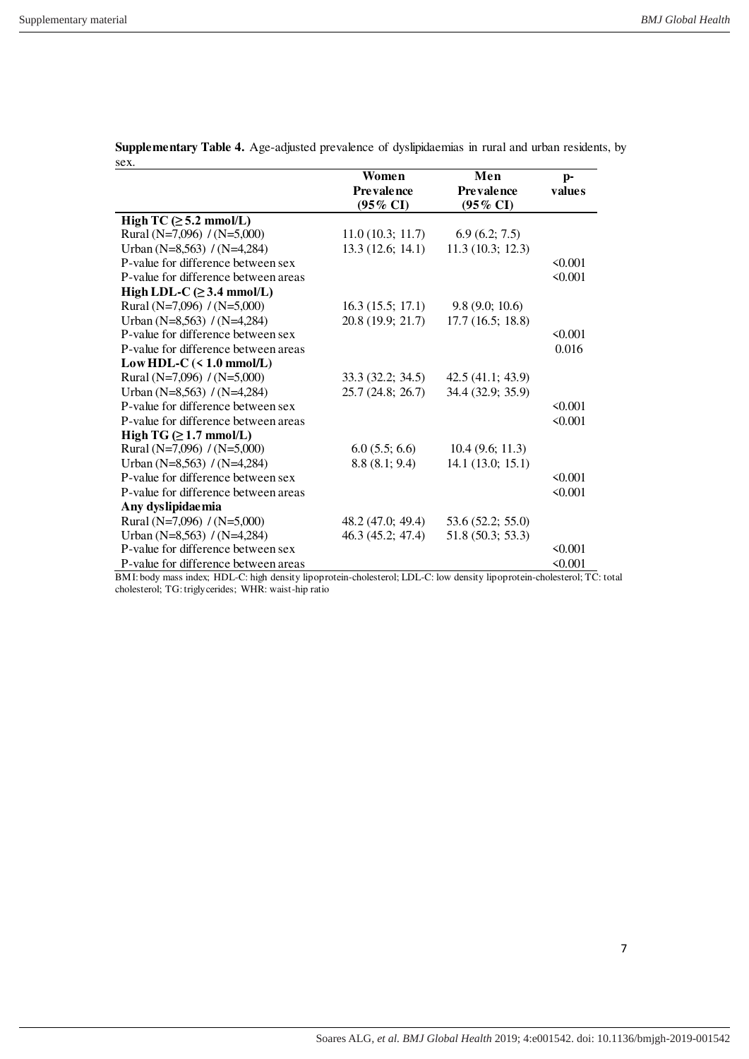**Supplementary Table 4.** Age-adjusted prevalence of dyslipidaemias in rural and urban residents, by sex.

| | Women Prevalence (95% CI) | Men Prevalence (95% CI) | p-values |
|---|---|---|---|
| **High TC (≥ 5.2 mmol/L)** | | | |
| Rural (N=7,096) / (N=5,000) | 11.0 (10.3; 11.7) | 6.9 (6.2; 7.5) | |
| Urban (N=8,563) / (N=4,284) | 13.3 (12.6; 14.1) | 11.3 (10.3; 12.3) | |
| P-value for difference between sex | | | <0.001 |
| P-value for difference between areas | | | <0.001 |
| **High LDL-C (≥ 3.4 mmol/L)** | | | |
| Rural (N=7,096) / (N=5,000) | 16.3 (15.5; 17.1) | 9.8 (9.0; 10.6) | |
| Urban (N=8,563) / (N=4,284) | 20.8 (19.9; 21.7) | 17.7 (16.5; 18.8) | |
| P-value for difference between sex | | | <0.001 |
| P-value for difference between areas | | | 0.016 |
| **Low HDL-C (< 1.0 mmol/L)** | | | |
| Rural (N=7,096) / (N=5,000) | 33.3 (32.2; 34.5) | 42.5 (41.1; 43.9) | |
| Urban (N=8,563) / (N=4,284) | 25.7 (24.8; 26.7) | 34.4 (32.9; 35.9) | |
| P-value for difference between sex | | | <0.001 |
| P-value for difference between areas | | | <0.001 |
| **High TG (≥ 1.7 mmol/L)** | | | |
| Rural (N=7,096) / (N=5,000) | 6.0 (5.5; 6.6) | 10.4 (9.6; 11.3) | |
| Urban (N=8,563) / (N=4,284) | 8.8 (8.1; 9.4) | 14.1 (13.0; 15.1) | |
| P-value for difference between sex | | | <0.001 |
| P-value for difference between areas | | | <0.001 |
| **Any dyslipidaemia** | | | |
| Rural (N=7,096) / (N=5,000) | 48.2 (47.0; 49.4) | 53.6 (52.2; 55.0) | |
| Urban (N=8,563) / (N=4,284) | 46.3 (45.2; 47.4) | 51.8 (50.3; 53.3) | |
| P-value for difference between sex | | | <0.001 |
| P-value for difference between areas | | | <0.001 |

BMI: body mass index; HDL-C: high density lipoprotein-cholesterol; LDL-C: low density lipoprotein-cholesterol; TC: total cholesterol; TG: triglycerides; WHR: waist-hip ratio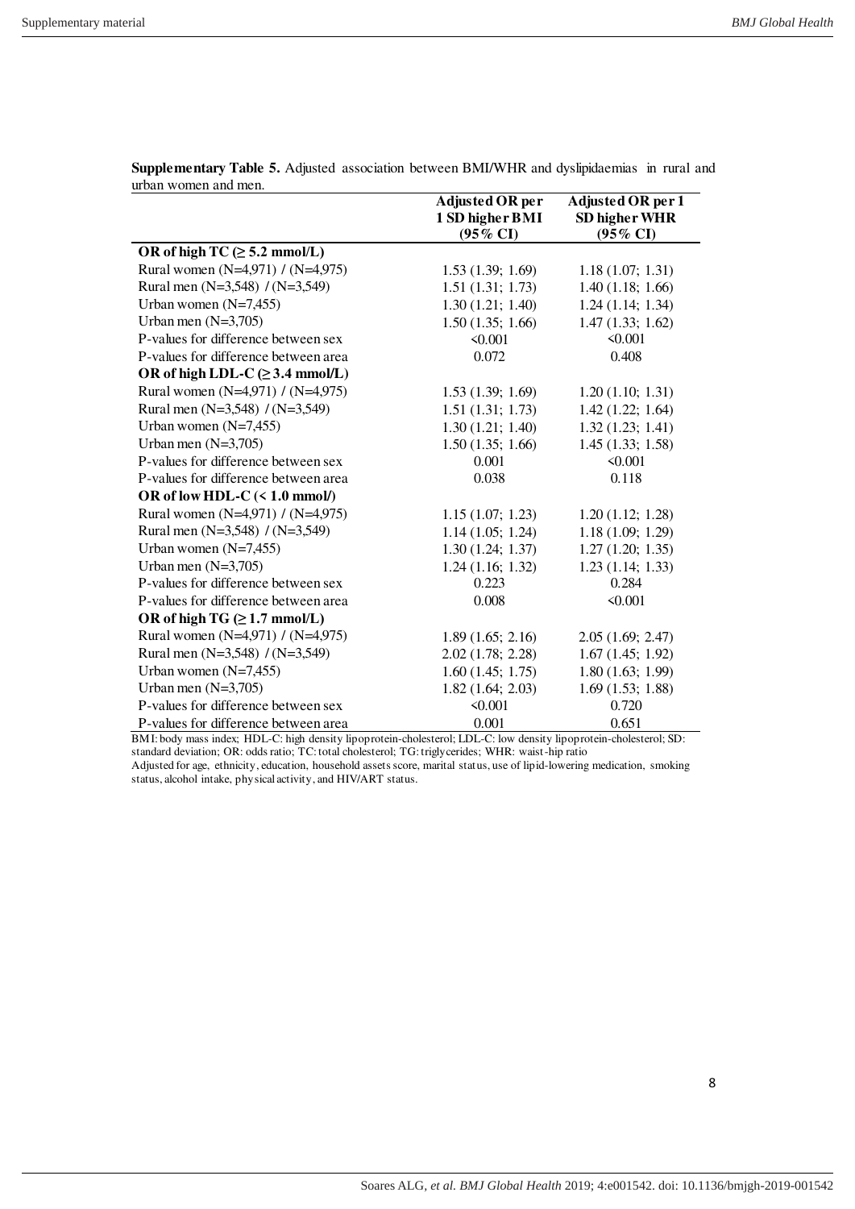**Supplementary Table 5.** Adjusted association between BMI/WHR and dyslipidaemias in rural and urban women and men.

| | Adjusted OR per 1 SD higher BMI (95% CI) | Adjusted OR per 1 SD higher WHR (95% CI) |
|---|---|---|
| **OR of high TC (≥ 5.2 mmol/L)** | | |
| Rural women (N=4,971) / (N=4,975) | 1.53 (1.39; 1.69) | 1.18 (1.07; 1.31) |
| Rural men (N=3,548) / (N=3,549) | 1.51 (1.31; 1.73) | 1.40 (1.18; 1.66) |
| Urban women (N=7,455) | 1.30 (1.21; 1.40) | 1.24 (1.14; 1.34) |
| Urban men (N=3,705) | 1.50 (1.35; 1.66) | 1.47 (1.33; 1.62) |
| P-values for difference between sex | <0.001 | <0.001 |
| P-values for difference between area | 0.072 | 0.408 |
| **OR of high LDL-C (≥ 3.4 mmol/L)** | | |
| Rural women (N=4,971) / (N=4,975) | 1.53 (1.39; 1.69) | 1.20 (1.10; 1.31) |
| Rural men (N=3,548) / (N=3,549) | 1.51 (1.31; 1.73) | 1.42 (1.22; 1.64) |
| Urban women (N=7,455) | 1.30 (1.21; 1.40) | 1.32 (1.23; 1.41) |
| Urban men (N=3,705) | 1.50 (1.35; 1.66) | 1.45 (1.33; 1.58) |
| P-values for difference between sex | 0.001 | <0.001 |
| P-values for difference between area | 0.038 | 0.118 |
| **OR of low HDL-C (< 1.0 mmol/)** | | |
| Rural women (N=4,971) / (N=4,975) | 1.15 (1.07; 1.23) | 1.20 (1.12; 1.28) |
| Rural men (N=3,548) / (N=3,549) | 1.14 (1.05; 1.24) | 1.18 (1.09; 1.29) |
| Urban women (N=7,455) | 1.30 (1.24; 1.37) | 1.27 (1.20; 1.35) |
| Urban men (N=3,705) | 1.24 (1.16; 1.32) | 1.23 (1.14; 1.33) |
| P-values for difference between sex | 0.223 | 0.284 |
| P-values for difference between area | 0.008 | <0.001 |
| **OR of high TG (≥ 1.7 mmol/L)** | | |
| Rural women (N=4,971) / (N=4,975) | 1.89 (1.65; 2.16) | 2.05 (1.69; 2.47) |
| Rural men (N=3,548) / (N=3,549) | 2.02 (1.78; 2.28) | 1.67 (1.45; 1.92) |
| Urban women (N=7,455) | 1.60 (1.45; 1.75) | 1.80 (1.63; 1.99) |
| Urban men (N=3,705) | 1.82 (1.64; 2.03) | 1.69 (1.53; 1.88) |
| P-values for difference between sex | <0.001 | 0.720 |
| P-values for difference between area | 0.001 | 0.651 |

BMI: body mass index; HDL-C: high density lipoprotein-cholesterol; LDL-C: low density lipoprotein-cholesterol; SD: standard deviation; OR: odds ratio; TC: total cholesterol; TG: triglycerides; WHR: waist-hip ratio
Adjusted for age, ethnicity, education, household assets score, marital status, use of lipid-lowering medication, smoking status, alcohol intake, physical activity, and HIV/ART status.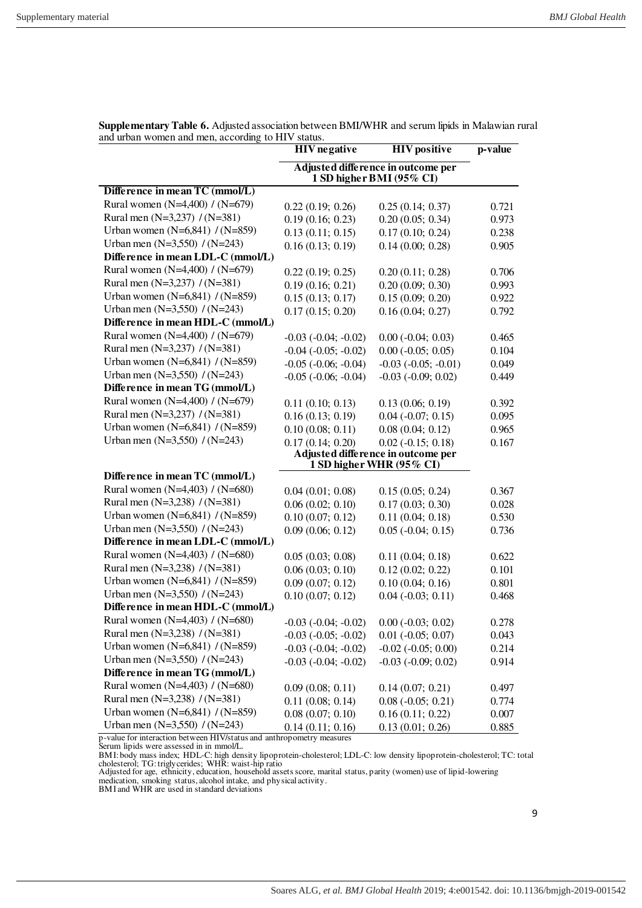**Supplementary Table 6.** Adjusted association between BMI/WHR and serum lipids in Malawian rural and urban women and men, according to HIV status.

| | HIV negative | HIV positive | p-value |
|---|---|---|---|
| | Adjusted difference in outcome per 1 SD higher BMI (95% CI) | | |
| **Difference in mean TC (mmol/L)** | | | |
| Rural women (N=4,400) / (N=679) | 0.22 (0.19; 0.26) | 0.25 (0.14; 0.37) | 0.721 |
| Rural men (N=3,237) / (N=381) | 0.19 (0.16; 0.23) | 0.20 (0.05; 0.34) | 0.973 |
| Urban women (N=6,841) / (N=859) | 0.13 (0.11; 0.15) | 0.17 (0.10; 0.24) | 0.238 |
| Urban men (N=3,550) / (N=243) | 0.16 (0.13; 0.19) | 0.14 (0.00; 0.28) | 0.905 |
| **Difference in mean LDL-C (mmol/L)** | | | |
| Rural women (N=4,400) / (N=679) | 0.22 (0.19; 0.25) | 0.20 (0.11; 0.28) | 0.706 |
| Rural men (N=3,237) / (N=381) | 0.19 (0.16; 0.21) | 0.20 (0.09; 0.30) | 0.993 |
| Urban women (N=6,841) / (N=859) | 0.15 (0.13; 0.17) | 0.15 (0.09; 0.20) | 0.922 |
| Urban men (N=3,550) / (N=243) | 0.17 (0.15; 0.20) | 0.16 (0.04; 0.27) | 0.792 |
| **Difference in mean HDL-C (mmol/L)** | | | |
| Rural women (N=4,400) / (N=679) | -0.03 (-0.04; -0.02) | 0.00 (-0.04; 0.03) | 0.465 |
| Rural men (N=3,237) / (N=381) | -0.04 (-0.05; -0.02) | 0.00 (-0.05; 0.05) | 0.104 |
| Urban women (N=6,841) / (N=859) | -0.05 (-0.06; -0.04) | -0.03 (-0.05; -0.01) | 0.049 |
| Urban men (N=3,550) / (N=243) | -0.05 (-0.06; -0.04) | -0.03 (-0.09; 0.02) | 0.449 |
| **Difference in mean TG (mmol/L)** | | | |
| Rural women (N=4,400) / (N=679) | 0.11 (0.10; 0.13) | 0.13 (0.06; 0.19) | 0.392 |
| Rural men (N=3,237) / (N=381) | 0.16 (0.13; 0.19) | 0.04 (-0.07; 0.15) | 0.095 |
| Urban women (N=6,841) / (N=859) | 0.10 (0.08; 0.11) | 0.08 (0.04; 0.12) | 0.965 |
| Urban men (N=3,550) / (N=243) | 0.17 (0.14; 0.20) | 0.02 (-0.15; 0.18) | 0.167 |
| | Adjusted difference in outcome per 1 SD higher WHR (95% CI) | | |
| **Difference in mean TC (mmol/L)** | | | |
| Rural women (N=4,403) / (N=680) | 0.04 (0.01; 0.08) | 0.15 (0.05; 0.24) | 0.367 |
| Rural men (N=3,238) / (N=381) | 0.06 (0.02; 0.10) | 0.17 (0.03; 0.30) | 0.028 |
| Urban women (N=6,841) / (N=859) | 0.10 (0.07; 0.12) | 0.11 (0.04; 0.18) | 0.530 |
| Urban men (N=3,550) / (N=243) | 0.09 (0.06; 0.12) | 0.05 (-0.04; 0.15) | 0.736 |
| **Difference in mean LDL-C (mmol/L)** | | | |
| Rural women (N=4,403) / (N=680) | 0.05 (0.03; 0.08) | 0.11 (0.04; 0.18) | 0.622 |
| Rural men (N=3,238) / (N=381) | 0.06 (0.03; 0.10) | 0.12 (0.02; 0.22) | 0.101 |
| Urban women (N=6,841) / (N=859) | 0.09 (0.07; 0.12) | 0.10 (0.04; 0.16) | 0.801 |
| Urban men (N=3,550) / (N=243) | 0.10 (0.07; 0.12) | 0.04 (-0.03; 0.11) | 0.468 |
| **Difference in mean HDL-C (mmol/L)** | | | |
| Rural women (N=4,403) / (N=680) | -0.03 (-0.04; -0.02) | 0.00 (-0.03; 0.02) | 0.278 |
| Rural men (N=3,238) / (N=381) | -0.03 (-0.05; -0.02) | 0.01 (-0.05; 0.07) | 0.043 |
| Urban women (N=6,841) / (N=859) | -0.03 (-0.04; -0.02) | -0.02 (-0.05; 0.00) | 0.214 |
| Urban men (N=3,550) / (N=243) | -0.03 (-0.04; -0.02) | -0.03 (-0.09; 0.02) | 0.914 |
| **Difference in mean TG (mmol/L)** | | | |
| Rural women (N=4,403) / (N=680) | 0.09 (0.08; 0.11) | 0.14 (0.07; 0.21) | 0.497 |
| Rural men (N=3,238) / (N=381) | 0.11 (0.08; 0.14) | 0.08 (-0.05; 0.21) | 0.774 |
| Urban women (N=6,841) / (N=859) | 0.08 (0.07; 0.10) | 0.16 (0.11; 0.22) | 0.007 |
| Urban men (N=3,550) / (N=243) | 0.14 (0.11; 0.16) | 0.13 (0.01; 0.26) | 0.885 |

p-value for interaction between HIV/status and anthropometry measures
Serum lipids were assessed in in mmol/L.
BMI: body mass index; HDL-C: high density lipoprotein-cholesterol; LDL-C: low density lipoprotein-cholesterol; TC: total cholesterol; TG: triglycerides; WHR: waist-hip ratio
Adjusted for age, ethnicity, education, household assets score, marital status, parity (women) use of lipid-lowering medication, smoking status, alcohol intake, and physical activity.
BMI and WHR are used in standard deviations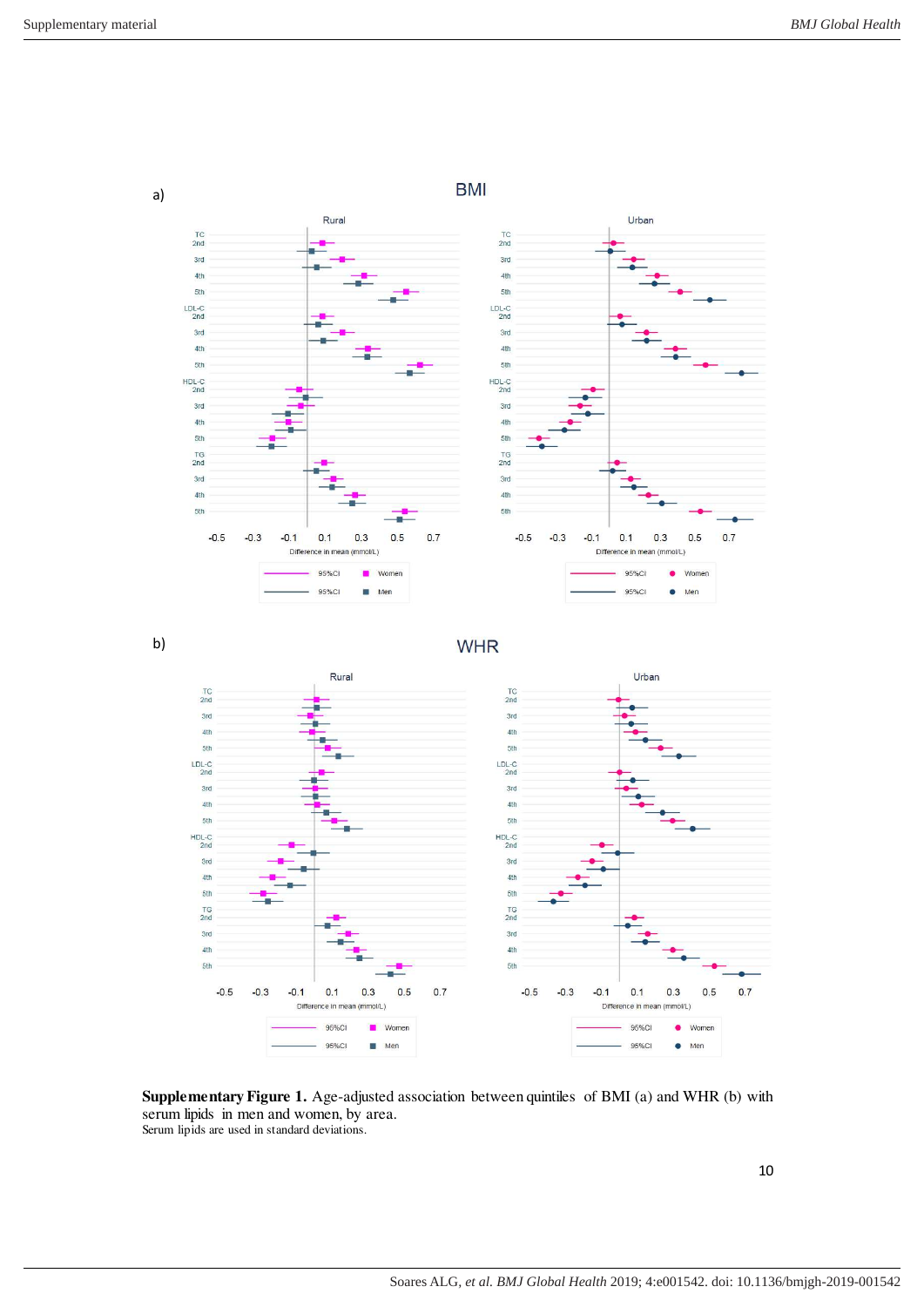a)

BMI

b)

WHR

**Supplementary Figure 1.** Age-adjusted association between quintiles of BMI (a) and WHR (b) with serum lipids in men and women, by area.
Serum lipids are used in standard deviations.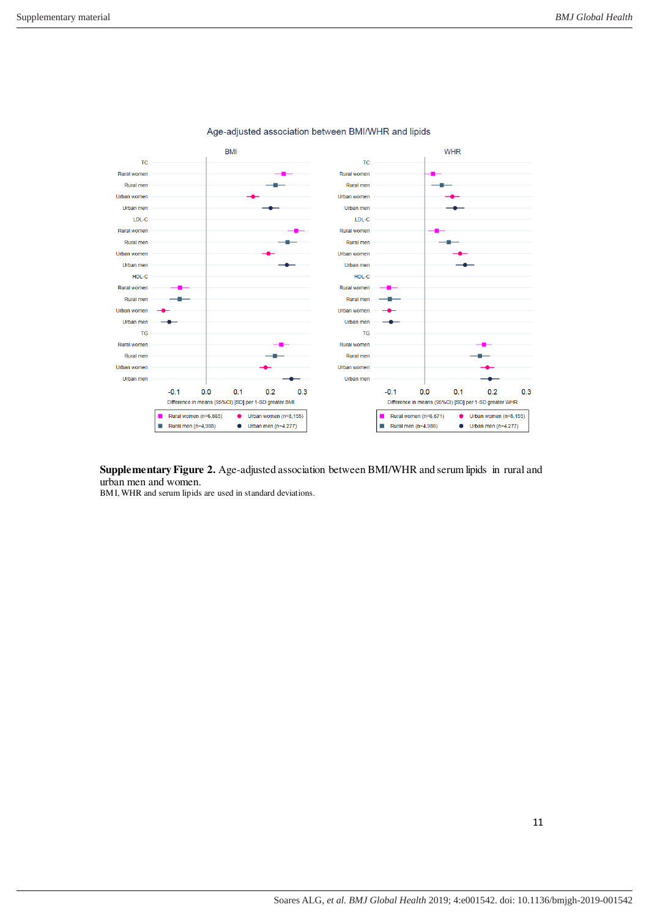Age-adjusted association between BMI/WHR and lipids

**Supplementary Figure 2.** Age-adjusted association between BMI/WHR and serum lipids in rural and urban men and women.

BMI, WHR and serum lipids are used in standard deviations.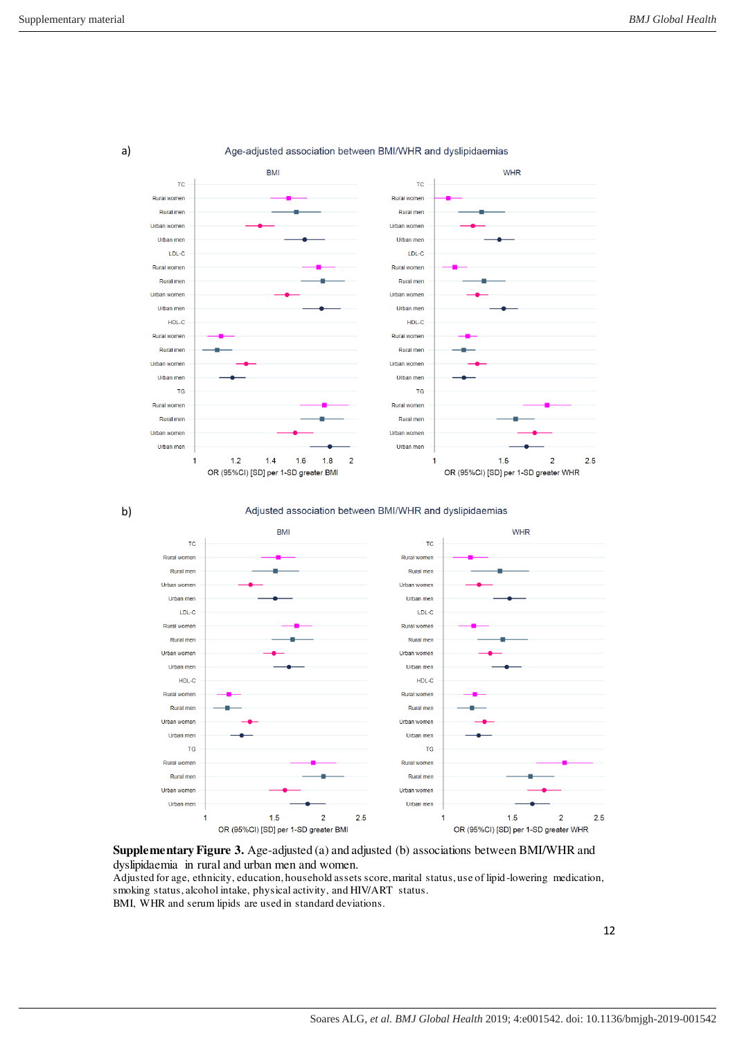a) Age-adjusted association between BMI/WHR and dyslipidaemias

b) Adjusted association between BMI/WHR and dyslipidaemias

**Supplementary Figure 3.** Age-adjusted (a) and adjusted (b) associations between BMI/WHR and dyslipidaemia in rural and urban men and women.
Adjusted for age, ethnicity, education, household assets score, marital status, use of lipid-lowering medication, smoking status, alcohol intake, physical activity, and HIV/ART status.
BMI, WHR and serum lipids are used in standard deviations.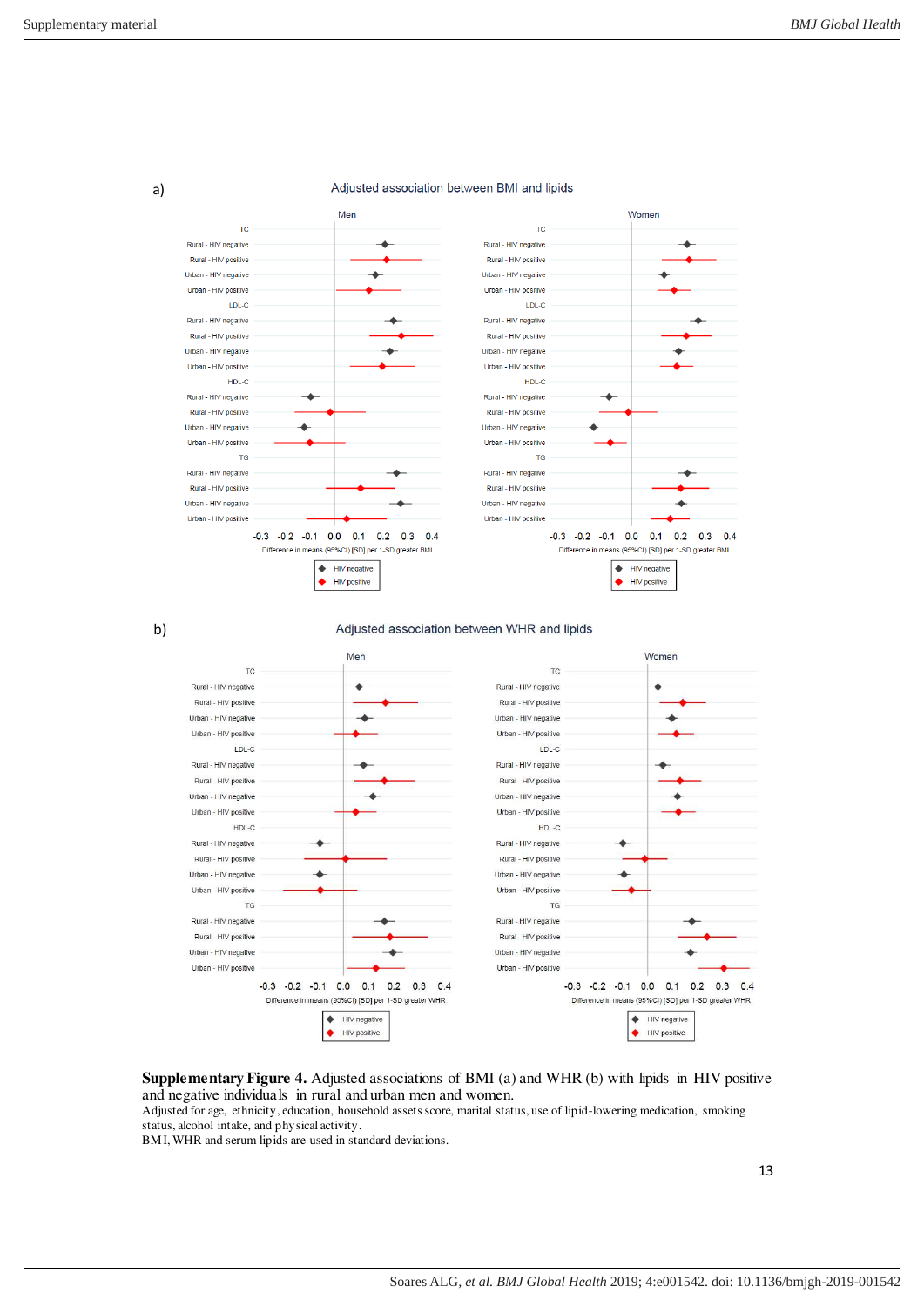a)

Adjusted association between BMI and lipids

Men

TC
Rural - HIV negative
Rural - HIV positive
Urban - HIV negative
Urban - HIV positive
LDL-C
Rural - HIV negative
Rural - HIV positive
Urban - HIV negative
Urban - HIV positive
HDL-C
Rural - HIV negative
Rural - HIV positive
Urban - HIV negative
Urban - HIV positive
TG
Rural - HIV negative
Rural - HIV positive
Urban - HIV negative
Urban - HIV positive

-0.3 -0.2 -0.1 0.0 0.1 0.2 0.3 0.4
Difference in means (95%CI) [SD] per 1-SD greater BMI

Women

TC
Rural - HIV negative
Rural - HIV positive
Urban - HIV negative
Urban - HIV positive
LDL-C
Rural - HIV negative
Rural - HIV positive
Urban - HIV negative
Urban - HIV positive
HDL-C
Rural - HIV negative
Rural - HIV positive
Urban - HIV negative
Urban - HIV positive
TG
Rural - HIV negative
Rural - HIV positive
Urban - HIV negative
Urban - HIV positive

-0.3 -0.2 -0.1 0.0 0.1 0.2 0.3 0.4
Difference in means (95%CI) [SD] per 1-SD greater BMI

HIV negative
HIV positive

b)

Adjusted association between WHR and lipids

Men

TC
Rural - HIV negative
Rural - HIV positive
Urban - HIV negative
Urban - HIV positive
LDL-C
Rural - HIV negative
Rural - HIV positive
Urban - HIV negative
Urban - HIV positive
HDL-C
Rural - HIV negative
Rural - HIV positive
Urban - HIV negative
Urban - HIV positive
TG
Rural - HIV negative
Rural - HIV positive
Urban - HIV negative
Urban - HIV positive

-0.3 -0.2 -0.1 0.0 0.1 0.2 0.3 0.4
Difference in means (95%CI) [SD] per 1-SD greater WHR

Women

TC
Rural - HIV negative
Rural - HIV positive
Urban - HIV negative
Urban - HIV positive
LDL-C
Rural - HIV negative
Rural - HIV positive
Urban - HIV negative
Urban - HIV positive
HDL-C
Rural - HIV negative
Rural - HIV positive
Urban - HIV negative
Urban - HIV positive
TG
Rural - HIV negative
Rural - HIV positive
Urban - HIV negative
Urban - HIV positive

-0.3 -0.2 -0.1 0.0 0.1 0.2 0.3 0.4
Difference in means (95%CI) [SD] per 1-SD greater WHR

HIV negative
HIV positive

**Supplementary Figure 4.** Adjusted associations of BMI (a) and WHR (b) with lipids in HIV positive and negative individuals in rural and urban men and women.
Adjusted for age, ethnicity, education, household assets score, marital status, use of lipid-lowering medication, smoking status, alcohol intake, and physical activity.
BMI, WHR and serum lipids are used in standard deviations.